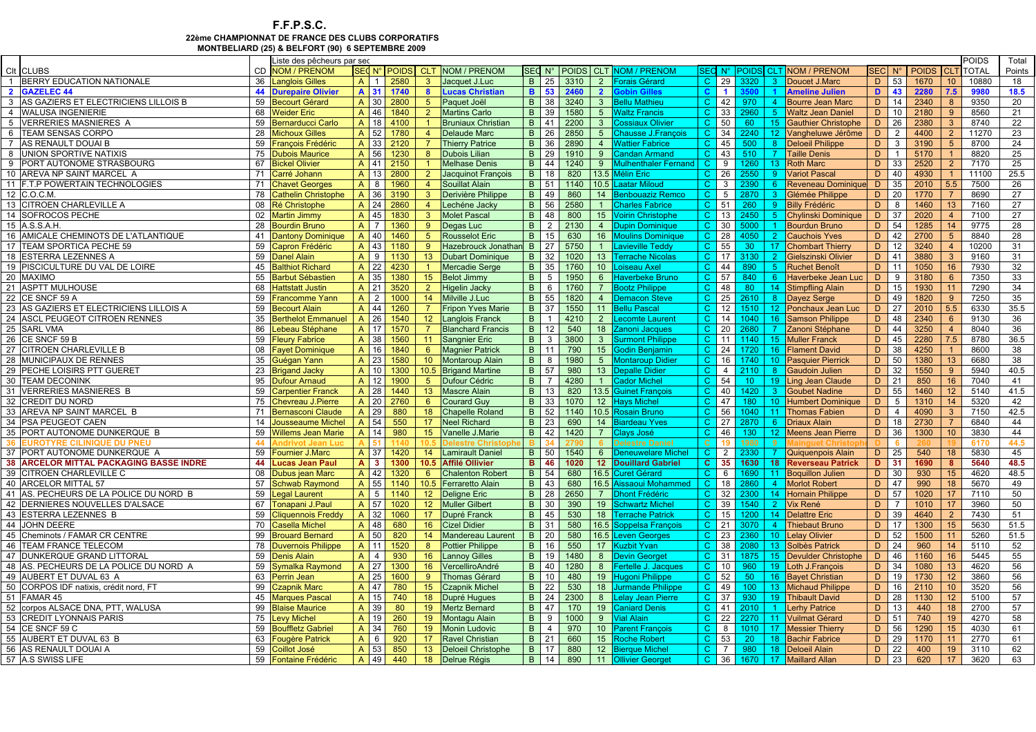# F.F.P.S.C.

**22ème CHAMPIONNAT DE FRANCE DES CLUBS CORPORATIFS**
**MONTBELIARD (25) & BELFORT (90) 6 SEPTEMBRE 2009**

Liste des pêcheurs par sec

| Clt | CLUBS | CD | NOM / PRENOM | SEC | N° | POIDS | CLT | NOM / PRENOM | SEC | N° | POIDS | CLT | NOM / PRENOM | SEC | N° | POIDS | CLT | NOM / PRENOM | SEC | N° | POIDS | CLT | POIDS TOTAL | Total Points |
|---|---|---|---|---|---|---|---|---|---|---|---|---|---|---|---|---|---|---|---|---|---|---|---|---|
| 1 | BERRY EDUCATION NATIONALE | 36 | Langlois Gilles | A | 1 | 2580 | 3 | Jacquet J.Luc | B | 25 | 3310 | 2 | Forais Gérard | C | 29 | 3320 | 3 | Doucet J.Marc | D | 53 | 1670 | 10 | 10880 | 18 |
| **2** | **GAZELEC 44** | **44** | **Durepaire Olivier** | **A** | **31** | **1740** | **8** | **Lucas Christian** | **B** | **53** | **2460** | **2** | **Gobin Gilles** | **C** | **1** | **3500** | **1** | **Ameline Julien** | **D** | **43** | **2280** | **7.5** | **9980** | **18.5** |
| 3 | AS GAZIERS ET ELECTRICIENS LILLOIS B | 59 | Becourt Gérard | A | 30 | 2800 | 5 | Paquet Joël | B | 38 | 3240 | 3 | Bellu Mathieu | C | 42 | 970 | 4 | Bourre Jean Marc | D | 14 | 2340 | 8 | 9350 | 20 |
| 4 | WALUSA INGENIERIE | 68 | Weider Eric | A | 46 | 1840 | 2 | Martins Carlo | B | 39 | 1580 | 5 | Waltz Francis | C | 33 | 2960 | 5 | Waltz Jean Daniel | D | 10 | 2180 | 9 | 8560 | 21 |
| 5 | VERRERIES MASNIERES A | 59 | Bernarducci Carlo | A | 18 | 4100 | 1 | Bruniaux Christian | B | 41 | 2200 | 3 | Cossiaux Olivier | C | 50 | 60 | 15 | Gauthier Christophe | D | 26 | 2380 | 3 | 8740 | 22 |
| 6 | TEAM SENSAS CORPO | 28 | Michoux Gilles | A | 52 | 1780 | 4 | Delaude Marc | B | 26 | 2850 | 5 | Chausse J.François | C | 34 | 2240 | 12 | Vangheluwe Jérôme | D | 2 | 4400 | 2 | 11270 | 23 |
| 7 | AS RENAULT DOUAI B | 59 | François Frédéric | A | 33 | 2120 | 7 | Thierry Patrice | B | 36 | 2890 | 4 | Wattier Fabrice | C | 45 | 500 | 8 | Deloeil Philippe | D | 3 | 3190 | 5 | 8700 | 24 |
| 8 | UNION SPORTIVE NATIXIS | 75 | Dubois Maurice | A | 56 | 1230 | 8 | Dubois Lilian | B | 29 | 1910 | 9 | Candan Armand | C | 43 | 510 | 7 | Taille Denis | D | 1 | 5170 | 1 | 8820 | 25 |
| 9 | PORT AUTONOME STRASBOURG | 67 | Bickel Olivier | A | 41 | 2150 | 1 | Melhase Denis | B | 44 | 1240 | 9 | Mulhenthaler Fernand | C | 9 | 1260 | 13 | Roth Marc | D | 33 | 2520 | 2 | 7170 | 25 |
| 10 | AREVA NP SAINT MARCEL A | 71 | Carré Johann | A | 13 | 2800 | 2 | Jacquinot François | B | 18 | 820 | 13.5 | Mélin Eric | C | 26 | 2550 | 9 | Variot Pascal | D | 40 | 4930 | 1 | 11100 | 25.5 |
| 11 | F.T.P POWERTAIN TECHNOLOGIES | 71 | Chavet Georges | A | 8 | 1960 | 4 | Souillat Alain | B | 51 | 1140 | 10.5 | Laatar Miloud | C | 3 | 2390 | 6 | Reveneau Dominique | D | 35 | 2010 | 5.5 | 7500 | 26 |
| 12 | C.O.C.M. | 78 | Cathelin Christophe | A | 36 | 3190 | 3 | Derivière Philippe | B | 49 | 860 | 14 | Benbouaziz Remco | C | 5 | 2870 | 3 | Glémée Philippe | D | 20 | 1770 | 7 | 8690 | 27 |
| 13 | CITROEN CHARLEVILLE A | 08 | Ré Christophe | A | 24 | 2860 | 4 | Lechéne Jacky | B | 56 | 2580 | 1 | Charles Fabrice | C | 51 | 260 | 9 | Billy Frédéric | D | 8 | 1460 | 13 | 7160 | 27 |
| 14 | SOFROCOS PECHE | 02 | Martin Jimmy | A | 45 | 1830 | 3 | Molet Pascal | B | 48 | 800 | 15 | Voirin Christophe | C | 13 | 2450 | 5 | Chylinski Dominique | D | 37 | 2020 | 4 | 7100 | 27 |
| 15 | A.S.S.A.H. | 28 | Bourdin Bruno | A | 7 | 1360 | 9 | Degas Luc | B | 2 | 2130 | 4 | Dupin Dominique | C | 30 | 5000 | 1 | Bourdun Bruno | D | 54 | 1285 | 14 | 9775 | 28 |
| 16 | AMICALE CHEMINOTS DE L'ATLANTIQUE | 41 | Dantony Dominique | A | 40 | 1460 | 5 | Rousselot Eric | B | 15 | 630 | 16 | Moulins Dominique | C | 28 | 4050 | 2 | Cauchois Yves | D | 42 | 2700 | 5 | 8840 | 28 |
| 17 | TEAM SPORTICA PECHE 59 | 59 | Capron Frédéric | A | 43 | 1180 | 9 | Hazebrouck Jonathan | B | 27 | 5750 | 1 | Lavieville Teddy | C | 55 | 30 | 17 | Chombart Thierry | D | 12 | 3240 | 4 | 10200 | 31 |
| 18 | ESTERRA LEZENNES A | 59 | Danel Alain | A | 9 | 1130 | 13 | Dubart Dominique | B | 32 | 1020 | 13 | Terrache Nicolas | C | 17 | 3130 | 2 | Gielszinski Olivier | D | 41 | 3880 | 3 | 9160 | 31 |
| 19 | PISCICULTURE DU VAL DE LOIRE | 45 | Balthiot Richard | A | 22 | 4230 | 1 | Mercadie Serge | B | 35 | 1760 | 10 | Loiseau Axel | C | 44 | 890 | 5 | Ruchet Benoît | D | 11 | 1050 | 16 | 7930 | 32 |
| 20 | MAXIMO | 55 | Barbut Sébastien | A | 35 | 1380 | 15 | Belot Jimmy | B | 5 | 1950 | 6 | Haverbeke Bruno | C | 57 | 840 | 6 | Haverbeke Jean Luc | D | 9 | 3180 | 6 | 7350 | 33 |
| 21 | ASPTT MULHOUSE | 68 | Hattstatt Justin | A | 21 | 3520 | 2 | Higelin Jacky | B | 6 | 1760 | 7 | Bootz Philippe | C | 48 | 80 | 14 | Stimpfling Alain | D | 15 | 1930 | 11 | 7290 | 34 |
| 22 | CE SNCF 59 A | 59 | Francomme Yann | A | 2 | 1000 | 14 | Milville J.Luc | B | 55 | 1820 | 4 | Demacon Steve | C | 25 | 2610 | 8 | Dayez Serge | D | 49 | 1820 | 9 | 7250 | 35 |
| 23 | AS GAZIERS ET ELECTRICIENS LILLOIS A | 59 | Becourt Alain | A | 44 | 1260 | 7 | Fripon Yves Marie | B | 37 | 1550 | 11 | Bellu Pascal | C | 12 | 1510 | 12 | Ponchaux Jean Luc | D | 27 | 2010 | 5.5 | 6330 | 35.5 |
| 24 | ASCL PEUGEOT CITROEN RENNES | 35 | Berthelot Emmanuel | A | 26 | 1540 | 12 | Langlois Franck | B | 1 | 4210 | 2 | Lecomte Laurent | C | 14 | 1040 | 16 | Samson Philippe | D | 48 | 2340 | 6 | 9130 | 36 |
| 25 | SARL VMA | 86 | Lebeau Stéphane | A | 17 | 1570 | 7 | Blanchard Francis | B | 12 | 540 | 18 | Zanoni Jacques | C | 20 | 2680 | 7 | Zanoni Stéphane | D | 44 | 3250 | 4 | 8040 | 36 |
| 26 | CE SNCF 59 B | 59 | Fleury Fabrice | A | 38 | 1560 | 11 | Sangnier Eric | B | 3 | 3800 | 3 | Surmont Philippe | C | 11 | 1140 | 15 | Muller Franck | D | 45 | 2280 | 7.5 | 8780 | 36.5 |
| 27 | CITROEN CHARLEVILLE B | 08 | Fayet Dominique | A | 16 | 1840 | 6 | Magnier Patrick | B | 11 | 790 | 15 | Godin Benjamin | C | 24 | 1720 | 16 | Flament David | D | 38 | 4250 | 1 | 8600 | 38 |
| 28 | MUNICIPAUX DE RENNES | 35 | Guégan Yann | A | 23 | 1580 | 10 | Montaroup Alain | B | 8 | 1980 | 5 | Montaroup Didier | C | 16 | 1740 | 10 | Pasquier Pierrick | D | 50 | 1380 | 13 | 6680 | 38 |
| 29 | PECHE LOISIRS PTT GUERET | 23 | Brigand Jacky | A | 10 | 1300 | 10.5 | Brigand Martine | B | 57 | 980 | 13 | Depalle Didier | C | 4 | 2110 | 8 | Gaudoin Julien | D | 32 | 1550 | 9 | 5940 | 40.5 |
| 30 | TEAM DECONINK | 95 | Dufour Arnaud | A | 12 | 1900 | 5 | Dufour Cédric | B | 7 | 4280 | 1 | Cador Michel | C | 54 | 10 | 19 | Ling Jean Claude | D | 21 | 850 | 16 | 7040 | 41 |
| 31 | VERRERIES MASNIERES B | 59 | Carpentier Franck | A | 28 | 1440 | 13 | Mascre Alain | B | 18 | 820 | 13.5 | Guinet François | C | 40 | 1420 | 3 | Goubet Nadine | D | 55 | 1460 | 12 | 5140 | 41.5 |
| 32 | CREDIT DU NORD | 75 | Chevreau J.Pierre | A | 20 | 2760 | 6 | Courard Guy | B | 33 | 1070 | 12 | Hays Michel | C | 47 | 180 | 10 | Humbert Dominique | D | 5 | 1310 | 14 | 5320 | 42 |
| 33 | AREVA NP SAINT MARCEL B | 71 | Bernasconi Claude | A | 29 | 880 | 18 | Chapelle Roland | B | 52 | 1140 | 10.5 | Rosain Bruno | C | 56 | 1040 | 11 | Thomas Fabien | D | 4 | 4090 | 3 | 7150 | 42.5 |
| 34 | PSA PEUGEOT CAEN | 14 | Jousseaume Michel | A | 54 | 550 | 17 | Neel Richard | B | 23 | 690 | 14 | Biardeau Yves | C | 27 | 2870 | 6 | Driaux Alain | D | 18 | 2730 | 7 | 6840 | 44 |
| 35 | PORT AUTONOME DUNKERQUE B | 59 | Willems Jean Marie | A | 14 | 980 | 15 | Vanelle J.Marie | B | 42 | 1420 | 7 | Clays José | C | 46 | 130 | 12 | Meens Jean Pierre | D | 36 | 1300 | 10 | 3830 | 44 |
| 36 | EUROTYRE CILINIQUE DU PNEU | 44 | Andrivot Jean Luc | A | 51 | 1140 | 10.5 | Delestre Christophe | B | 34 | 2790 | 6 | Delestre Daniel | C | 19 | 1500 | 9 | Mainguet Christophe | D | 6 | 260 | 19 | 6170 | 44.5 |
| 37 | PORT AUTONOME DUNKERQUE A | 59 | Fournier J.Marc | A | 37 | 1420 | 14 | Lamirault Daniel | B | 50 | 1540 | 6 | Deneuwelare Michel | C | 2 | 2330 | 7 | Quiquenpois Alain | D | 25 | 540 | 18 | 5830 | 45 |
| **38** | **ARCELOR MITTAL PACKAGING BASSE INDRE** | **44** | **Lucas Jean Paul** | **A** | **3** | **1300** | **10.5** | **Affilé Ollivier** | **B** | **46** | **1020** | **12** | **Douillard Gabriel** | **C** | **35** | **1630** | **18** | **Reverseau Patrick** | **D** | **31** | **1690** | **8** | **5640** | **48.5** |
| 39 | CITROEN CHARLEVILLE C | 08 | Dubus jean Marc | A | 42 | 1320 | 6 | Chalenton Robert | B | 54 | 680 | 16.5 | Curet Gérard | C | 6 | 1690 | 11 | Boquillon Julien | D | 30 | 930 | 15 | 4620 | 48.5 |
| 40 | ARCELOR MITTAL 57 | 57 | Schwab Raymond | A | 55 | 1140 | 10.5 | Ferraretto Alain | B | 43 | 680 | 16.5 | Aissaoui Mohammed | C | 18 | 2860 | 4 | Morlot Robert | D | 47 | 990 | 18 | 5670 | 49 |
| 41 | AS. PECHEURS DE LA POLICE DU NORD B | 59 | Legal Laurent | A | 5 | 1140 | 12 | Deligne Eric | B | 28 | 2650 | 7 | Dhont Frédéric | C | 32 | 2300 | 14 | Hornain Philippe | D | 57 | 1020 | 17 | 7110 | 50 |
| 42 | DERNIERES NOUVELLES D'ALSACE | 67 | Tonapani J.Paul | A | 57 | 1020 | 12 | Muller Gilbert | B | 30 | 390 | 19 | Schwartz Michel | C | 39 | 1540 | 2 | Vix René | D | 7 | 1010 | 17 | 3960 | 50 |
| 43 | ESTERRA LEZENNES B | 59 | Cliquennois Freddy | A | 32 | 1060 | 17 | Dupré Franck | B | 45 | 530 | 18 | Terrache Patrick | C | 15 | 1200 | 14 | Delattre Eric | D | 39 | 4640 | 2 | 7430 | 51 |
| 44 | JOHN DEERE | 70 | Casella Michel | A | 48 | 680 | 16 | Cizel Didier | B | 31 | 580 | 16.5 | Soppelsa François | C | 21 | 3070 | 4 | Thiebaut Bruno | D | 17 | 1300 | 15 | 5630 | 51.5 |
| 45 | Cheminots / FAMAR CR CENTRE | 99 | Brouard Bernard | A | 50 | 820 | 14 | Mandereau Laurent | B | 20 | 580 | 16.5 | Leven Georges | C | 23 | 2360 | 10 | Lelay Olivier | D | 52 | 1500 | 11 | 5260 | 51.5 |
| 46 | TEAM FRANCE TELECOM | 78 | Duvernois Philippe | A | 11 | 1520 | 8 | Pottier Philippe | B | 16 | 550 | 17 | Kuzbit Yvan | C | 38 | 2080 | 13 | Solbès Patrick | D | 24 | 960 | 14 | 5110 | 52 |
| 47 | DUNKERQUE GRAND LITTORAL | 59 | Denis Alain | A | 4 | 930 | 16 | Lannoy Gilles | B | 19 | 1480 | 8 | Devin Georget | C | 31 | 1875 | 15 | Devulder Christophe | D | 46 | 1160 | 16 | 5445 | 55 |
| 48 | AS. PECHEURS DE LA POLICE DU NORD A | 59 | Symalka Raymond | A | 27 | 1300 | 16 | VercelliroAndré | B | 40 | 1280 | 8 | Fertelle J. Jacques | C | 10 | 960 | 19 | Loth J.François | D | 34 | 1080 | 13 | 4620 | 56 |
| 49 | AUBERT ET DUVAL 63 A | 63 | Perrin Jean | A | 25 | 1600 | 9 | Thomas Gérard | B | 10 | 480 | 19 | Hugoni Philippe | C | 52 | 50 | 16 | Bayet Christian | D | 19 | 1730 | 12 | 3860 | 56 |
| 50 | CORPOS IDF natixis, crédit nord, FT | 99 | Czapnik Marc | A | 47 | 780 | 15 | Czapnik Michel | B | 22 | 530 | 18 | Jurmande Philippe | C | 49 | 100 | 13 | Machaud Philippe | D | 16 | 2110 | 10 | 3520 | 56 |
| 51 | FAMAR 45 | 45 | Marques Pascal | A | 15 | 740 | 18 | Dupré Hugues | B | 24 | 2300 | 8 | Lelay Jean Pierre | C | 37 | 930 | 19 | Thibault David | D | 28 | 1130 | 12 | 5100 | 57 |
| 52 | corpos ALSACE DNA, PTT, WALUSA | 99 | Blaise Maurice | A | 39 | 80 | 19 | Mertz Bernard | B | 47 | 170 | 19 | Caniard Denis | C | 41 | 2010 | 1 | Lerhy Patrice | D | 13 | 440 | 18 | 2700 | 57 |
| 53 | CREDIT LYONNAIS PARIS | 75 | Levy Michel | A | 19 | 260 | 19 | Montagu Alain | B | 9 | 1000 | 9 | Val Alain | C | 22 | 2270 | 11 | Vuilmat Gérard | D | 51 | 740 | 19 | 4270 | 58 |
| 54 | CE SNCF 59 C | 59 | Bouffletz Gabriel | A | 34 | 760 | 19 | Monin Ludovic | B | 4 | 970 | 10 | Parent François | C | 8 | 1010 | 17 | Messier Thierry | D | 56 | 1290 | 15 | 4030 | 61 |
| 55 | AUBERT ET DUVAL 63 B | 63 | Fougère Patrick | A | 6 | 920 | 17 | Ravel Christian | B | 21 | 660 | 15 | Roche Robert | C | 53 | 20 | 18 | Bachir Fabrice | D | 29 | 1170 | 11 | 2770 | 61 |
| 56 | AS RENAULT DOUAI A | 59 | Coillot José | A | 53 | 850 | 13 | Deloeil Christophe | B | 17 | 880 | 12 | Bierque Michel | C | 7 | 980 | 18 | Deloeil Alain | D | 22 | 400 | 19 | 3110 | 62 |
| 57 | A.S SWISS LIFE | 59 | Fontaine Frédéric | A | 49 | 440 | 18 | Delrue Régis | B | 14 | 890 | 11 | Ollivier Georget | C | 36 | 1670 | 17 | Maillard Allan | D | 23 | 620 | 17 | 3620 | 63 |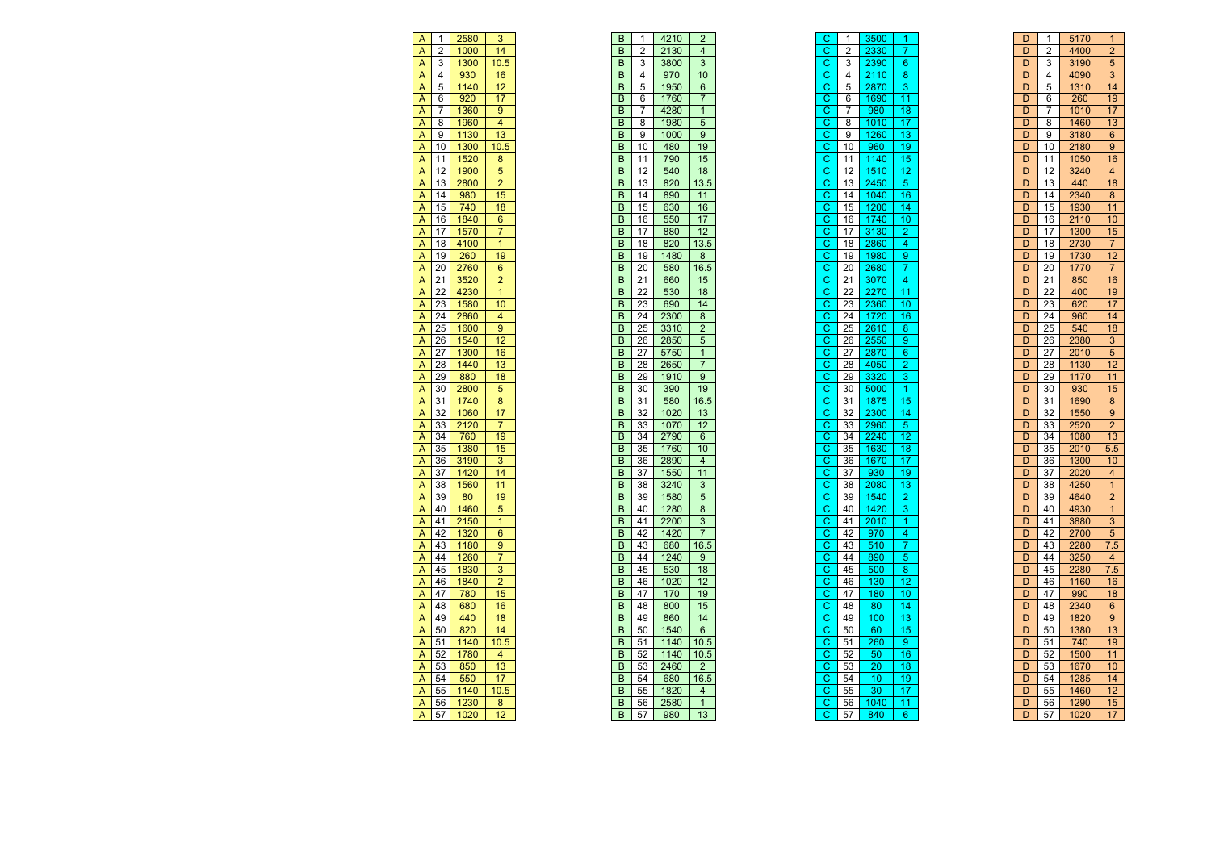| | | | |
|---|---|---|---|
| A | 1 | 2580 | 3 |
| A | 2 | 1000 | 14 |
| A | 3 | 1300 | 10.5 |
| A | 4 | 930 | 16 |
| A | 5 | 1140 | 12 |
| A | 6 | 920 | 17 |
| A | 7 | 1360 | 9 |
| A | 8 | 1960 | 4 |
| A | 9 | 1130 | 13 |
| A | 10 | 1300 | 10.5 |
| A | 11 | 1520 | 8 |
| A | 12 | 1900 | 5 |
| A | 13 | 2800 | 2 |
| A | 14 | 980 | 15 |
| A | 15 | 740 | 18 |
| A | 16 | 1840 | 6 |
| A | 17 | 1570 | 7 |
| A | 18 | 4100 | 1 |
| A | 19 | 260 | 19 |
| A | 20 | 2760 | 6 |
| A | 21 | 3520 | 2 |
| A | 22 | 4230 | 1 |
| A | 23 | 1580 | 10 |
| A | 24 | 2860 | 4 |
| A | 25 | 1600 | 9 |
| A | 26 | 1540 | 12 |
| A | 27 | 1300 | 16 |
| A | 28 | 1440 | 13 |
| A | 29 | 880 | 18 |
| A | 30 | 2800 | 5 |
| A | 31 | 1740 | 8 |
| A | 32 | 1060 | 17 |
| A | 33 | 2120 | 7 |
| A | 34 | 760 | 19 |
| A | 35 | 1380 | 15 |
| A | 36 | 3190 | 3 |
| A | 37 | 1420 | 14 |
| A | 38 | 1560 | 11 |
| A | 39 | 80 | 19 |
| A | 40 | 1460 | 5 |
| A | 41 | 2150 | 1 |
| A | 42 | 1320 | 6 |
| A | 43 | 1180 | 9 |
| A | 44 | 1260 | 7 |
| A | 45 | 1830 | 3 |
| A | 46 | 1840 | 2 |
| A | 47 | 780 | 15 |
| A | 48 | 680 | 16 |
| A | 49 | 440 | 18 |
| A | 50 | 820 | 14 |
| A | 51 | 1140 | 10.5 |
| A | 52 | 1780 | 4 |
| A | 53 | 850 | 13 |
| A | 54 | 550 | 17 |
| A | 55 | 1140 | 10.5 |
| A | 56 | 1230 | 8 |
| A | 57 | 1020 | 12 |

| | | | |
|---|---|---|---|
| B | 1 | 4210 | 2 |
| B | 2 | 2130 | 4 |
| B | 3 | 3800 | 3 |
| B | 4 | 970 | 10 |
| B | 5 | 1950 | 6 |
| B | 6 | 1760 | 7 |
| B | 7 | 4280 | 1 |
| B | 8 | 1980 | 5 |
| B | 9 | 1000 | 9 |
| B | 10 | 480 | 19 |
| B | 11 | 790 | 15 |
| B | 12 | 540 | 18 |
| B | 13 | 820 | 13.5 |
| B | 14 | 890 | 11 |
| B | 15 | 630 | 16 |
| B | 16 | 550 | 17 |
| B | 17 | 880 | 12 |
| B | 18 | 820 | 13.5 |
| B | 19 | 1480 | 8 |
| B | 20 | 580 | 16.5 |
| B | 21 | 660 | 15 |
| B | 22 | 530 | 18 |
| B | 23 | 690 | 14 |
| B | 24 | 2300 | 8 |
| B | 25 | 3310 | 2 |
| B | 26 | 2850 | 5 |
| B | 27 | 5750 | 1 |
| B | 28 | 2650 | 7 |
| B | 29 | 1910 | 9 |
| B | 30 | 390 | 19 |
| B | 31 | 580 | 16.5 |
| B | 32 | 1020 | 13 |
| B | 33 | 1070 | 12 |
| B | 34 | 2790 | 6 |
| B | 35 | 1760 | 10 |
| B | 36 | 2890 | 4 |
| B | 37 | 1550 | 11 |
| B | 38 | 3240 | 3 |
| B | 39 | 1580 | 5 |
| B | 40 | 1280 | 8 |
| B | 41 | 2200 | 3 |
| B | 42 | 1420 | 7 |
| B | 43 | 680 | 16.5 |
| B | 44 | 1240 | 9 |
| B | 45 | 530 | 18 |
| B | 46 | 1020 | 12 |
| B | 47 | 170 | 19 |
| B | 48 | 800 | 15 |
| B | 49 | 860 | 14 |
| B | 50 | 1540 | 6 |
| B | 51 | 1140 | 10.5 |
| B | 52 | 1140 | 10.5 |
| B | 53 | 2460 | 2 |
| B | 54 | 680 | 16.5 |
| B | 55 | 1820 | 4 |
| B | 56 | 2580 | 1 |
| B | 57 | 980 | 13 |

| | | | |
|---|---|---|---|
| C | 1 | 3500 | 1 |
| C | 2 | 2330 | 7 |
| C | 3 | 2390 | 6 |
| C | 4 | 2110 | 8 |
| C | 5 | 2870 | 3 |
| C | 6 | 1690 | 11 |
| C | 7 | 980 | 18 |
| C | 8 | 1010 | 17 |
| C | 9 | 1260 | 13 |
| C | 10 | 960 | 19 |
| C | 11 | 1140 | 15 |
| C | 12 | 1510 | 12 |
| C | 13 | 2450 | 5 |
| C | 14 | 1040 | 16 |
| C | 15 | 1200 | 14 |
| C | 16 | 1740 | 10 |
| C | 17 | 3130 | 2 |
| C | 18 | 2860 | 4 |
| C | 19 | 1980 | 9 |
| C | 20 | 2680 | 7 |
| C | 21 | 3070 | 4 |
| C | 22 | 2270 | 11 |
| C | 23 | 2360 | 10 |
| C | 24 | 1720 | 16 |
| C | 25 | 2610 | 8 |
| C | 26 | 2550 | 9 |
| C | 27 | 2870 | 6 |
| C | 28 | 4050 | 2 |
| C | 29 | 3320 | 3 |
| C | 30 | 5000 | 1 |
| C | 31 | 1875 | 15 |
| C | 32 | 2300 | 14 |
| C | 33 | 2960 | 5 |
| C | 34 | 2240 | 12 |
| C | 35 | 1630 | 18 |
| C | 36 | 1670 | 17 |
| C | 37 | 930 | 19 |
| C | 38 | 2080 | 13 |
| C | 39 | 1540 | 2 |
| C | 40 | 1420 | 3 |
| C | 41 | 2010 | 1 |
| C | 42 | 970 | 4 |
| C | 43 | 510 | 7 |
| C | 44 | 890 | 5 |
| C | 45 | 500 | 8 |
| C | 46 | 130 | 12 |
| C | 47 | 180 | 10 |
| C | 48 | 80 | 14 |
| C | 49 | 100 | 13 |
| C | 50 | 60 | 15 |
| C | 51 | 260 | 9 |
| C | 52 | 50 | 16 |
| C | 53 | 20 | 18 |
| C | 54 | 10 | 19 |
| C | 55 | 30 | 17 |
| C | 56 | 1040 | 11 |
| C | 57 | 840 | 6 |

| | | | |
|---|---|---|---|
| D | 1 | 5170 | 1 |
| D | 2 | 4400 | 2 |
| D | 3 | 3190 | 5 |
| D | 4 | 4090 | 3 |
| D | 5 | 1310 | 14 |
| D | 6 | 260 | 19 |
| D | 7 | 1010 | 17 |
| D | 8 | 1460 | 13 |
| D | 9 | 3180 | 6 |
| D | 10 | 2180 | 9 |
| D | 11 | 1050 | 16 |
| D | 12 | 3240 | 4 |
| D | 13 | 440 | 18 |
| D | 14 | 2340 | 8 |
| D | 15 | 1930 | 11 |
| D | 16 | 2110 | 10 |
| D | 17 | 1300 | 15 |
| D | 18 | 2730 | 7 |
| D | 19 | 1730 | 12 |
| D | 20 | 1770 | 7 |
| D | 21 | 850 | 16 |
| D | 22 | 400 | 19 |
| D | 23 | 620 | 17 |
| D | 24 | 960 | 14 |
| D | 25 | 540 | 18 |
| D | 26 | 2380 | 3 |
| D | 27 | 2010 | 5 |
| D | 28 | 1130 | 12 |
| D | 29 | 1170 | 11 |
| D | 30 | 930 | 15 |
| D | 31 | 1690 | 8 |
| D | 32 | 1550 | 9 |
| D | 33 | 2520 | 2 |
| D | 34 | 1080 | 13 |
| D | 35 | 2010 | 5.5 |
| D | 36 | 1300 | 10 |
| D | 37 | 2020 | 4 |
| D | 38 | 4250 | 1 |
| D | 39 | 4640 | 2 |
| D | 40 | 4930 | 1 |
| D | 41 | 3880 | 3 |
| D | 42 | 2700 | 5 |
| D | 43 | 2280 | 7.5 |
| D | 44 | 3250 | 4 |
| D | 45 | 2280 | 7.5 |
| D | 46 | 1160 | 16 |
| D | 47 | 990 | 18 |
| D | 48 | 2340 | 6 |
| D | 49 | 1820 | 9 |
| D | 50 | 1380 | 13 |
| D | 51 | 740 | 19 |
| D | 52 | 1500 | 11 |
| D | 53 | 1670 | 10 |
| D | 54 | 1285 | 14 |
| D | 55 | 1460 | 12 |
| D | 56 | 1290 | 15 |
| D | 57 | 1020 | 17 |